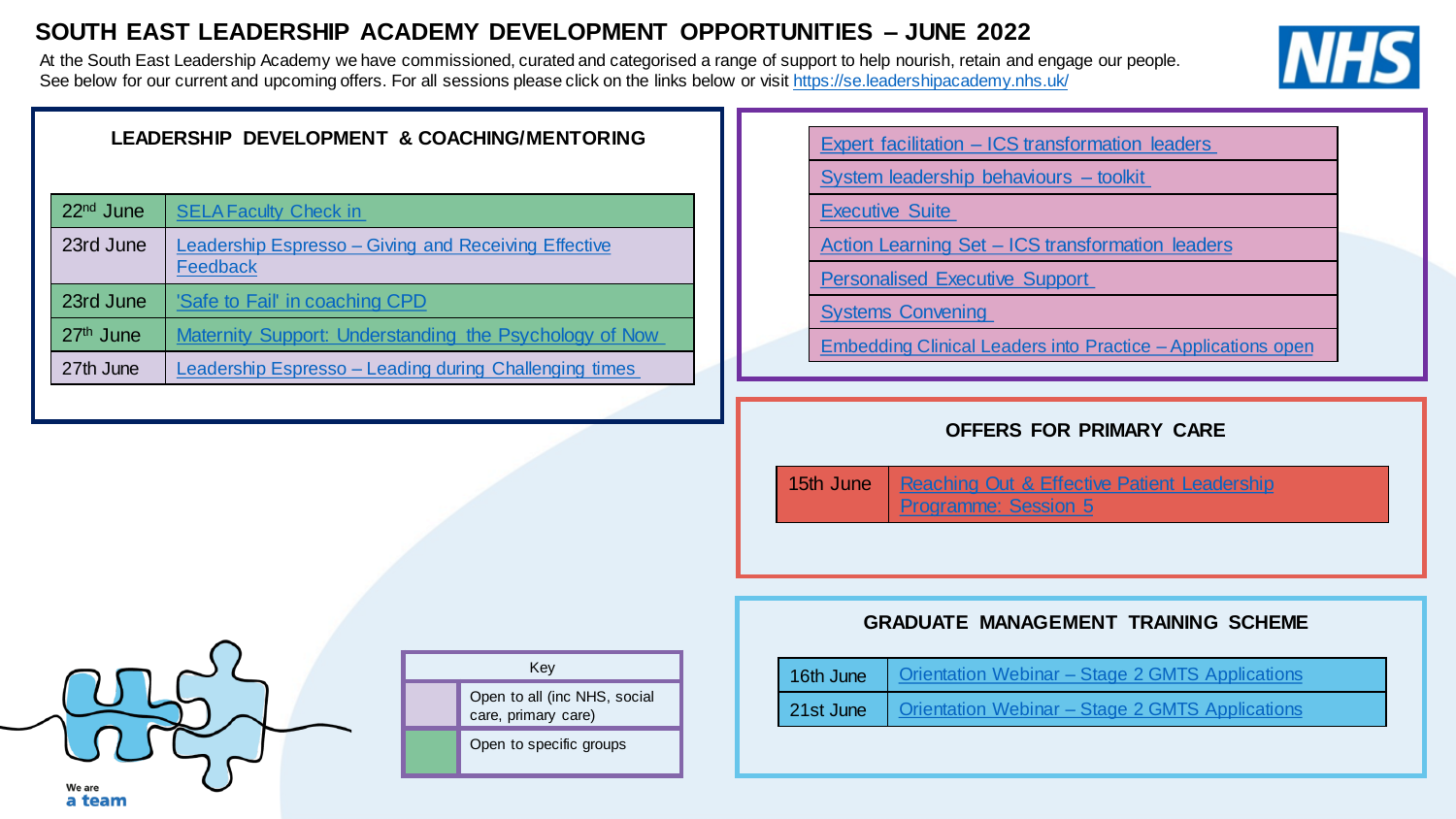# SOUTH EAST LEADERSHIP ACADEMY DEVELOPMENT OPPORTUNITIES – JUNE 2022

At the South East Leadership Academy we have commissioned, curated and categorised a range of support to help nourish, retain and engage our people. See below for our current and upcoming offers. For all sessions please click on the links below or visit https://se.leadershipacademy.nhs.uk/

## LEADERSHIP DEVELOPMENT & COACHING/MENTORING

| Date | Session |
| --- | --- |
| 22nd June | SELA Faculty Check in |
| 23rd June | Leadership Espresso – Giving and Receiving Effective Feedback |
| 23rd June | 'Safe to Fail' in coaching CPD |
| 27th June | Maternity Support: Understanding the Psychology of Now |
| 27th June | Leadership Espresso – Leading during Challenging times |

- Expert facilitation – ICS transformation leaders
- System leadership behaviours – toolkit
- Executive Suite
- Action Learning Set – ICS transformation leaders
- Personalised Executive Support
- Systems Convening
- Embedding Clinical Leaders into Practice – Applications open

## OFFERS FOR PRIMARY CARE

| Date | Session |
| --- | --- |
| 15th June | Reaching Out & Effective Patient Leadership Programme: Session 5 |

## GRADUATE MANAGEMENT TRAINING SCHEME

| Date | Session |
| --- | --- |
| 16th June | Orientation Webinar – Stage 2 GMTS Applications |
| 21st June | Orientation Webinar – Stage 2 GMTS Applications |

| Key | |
| --- | --- |
| (purple) | Open to all (inc NHS, social care, primary care) |
| (green) | Open to specific groups |

We are a team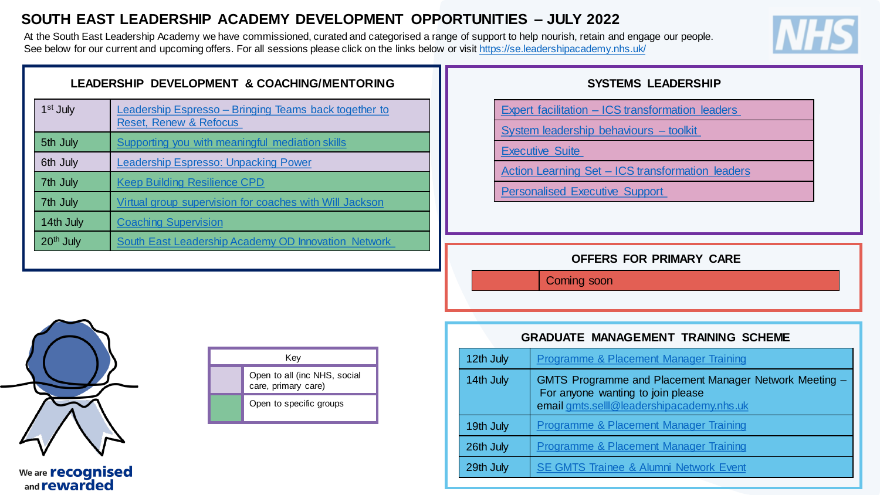# SOUTH EAST LEADERSHIP ACADEMY DEVELOPMENT OPPORTUNITIES – JULY 2022

At the South East Leadership Academy we have commissioned, curated and categorised a range of support to help nourish, retain and engage our people. See below for our current and upcoming offers. For all sessions please click on the links below or visit https://se.leadershipacademy.nhs.uk/

NHS

## LEADERSHIP DEVELOPMENT & COACHING/MENTORING

| Date | Session |
|---|---|
| 1st July | Leadership Espresso – Bringing Teams back together to Reset, Renew & Refocus |
| 5th July | Supporting you with meaningful mediation skills |
| 6th July | Leadership Espresso: Unpacking Power |
| 7th July | Keep Building Resilience CPD |
| 7th July | Virtual group supervision for coaches with Will Jackson |
| 14th July | Coaching Supervision |
| 20th July | South East Leadership Academy OD Innovation Network |

## SYSTEMS LEADERSHIP

| Session |
|---|
| Expert facilitation – ICS transformation leaders |
| System leadership behaviours – toolkit |
| Executive Suite |
| Action Learning Set – ICS transformation leaders |
| Personalised Executive Support |

## OFFERS FOR PRIMARY CARE

| | |
|---|---|
| | Coming soon |

## GRADUATE MANAGEMENT TRAINING SCHEME

| Date | Session |
|---|---|
| 12th July | Programme & Placement Manager Training |
| 14th July | GMTS Programme and Placement Manager Network Meeting – For anyone wanting to join please email gmts.selll@leadershipacademy.nhs.uk |
| 19th July | Programme & Placement Manager Training |
| 26th July | Programme & Placement Manager Training |
| 29th July | SE GMTS Trainee & Alumni Network Event |

| Key | |
|---|---|
| (purple) | Open to all (inc NHS, social care, primary care) |
| (green) | Open to specific groups |

We are **recognised** and **rewarded**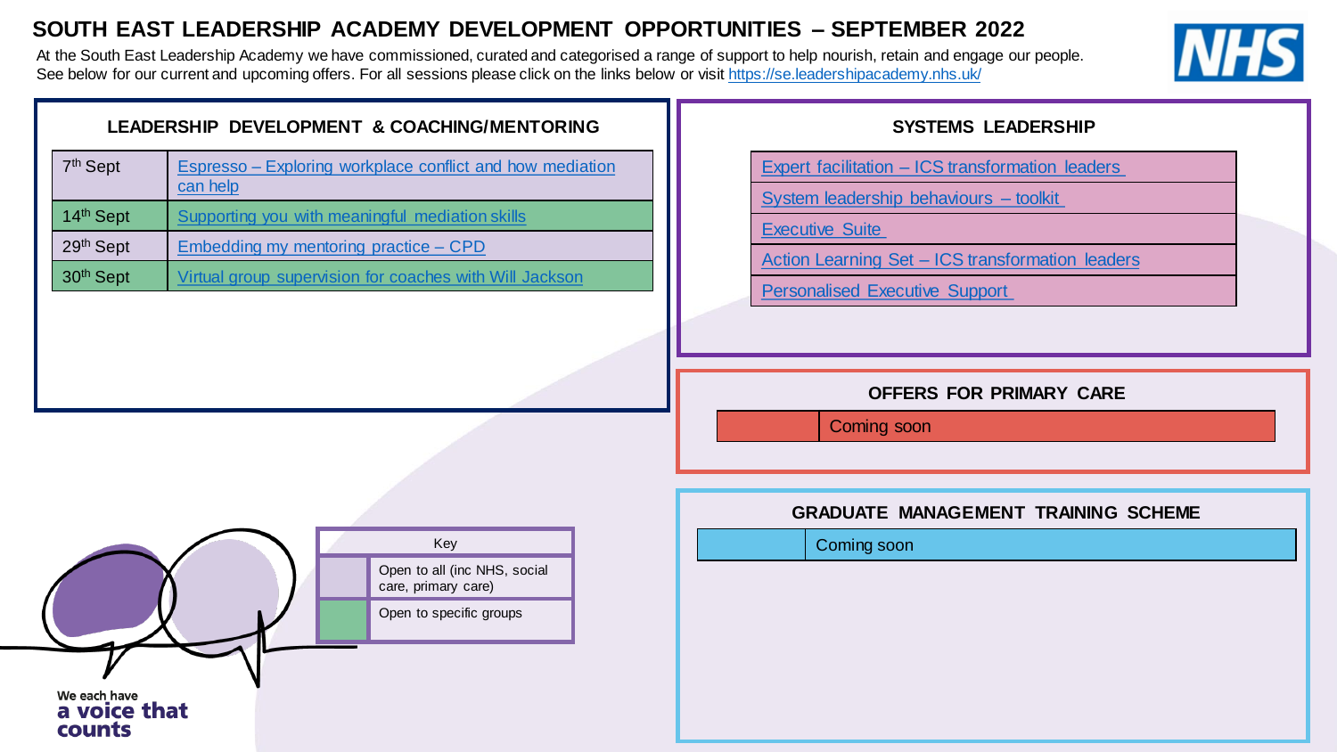# SOUTH EAST LEADERSHIP ACADEMY DEVELOPMENT OPPORTUNITIES – SEPTEMBER 2022

At the South East Leadership Academy we have commissioned, curated and categorised a range of support to help nourish, retain and engage our people. See below for our current and upcoming offers. For all sessions please click on the links below or visit https://se.leadershipacademy.nhs.uk/

## LEADERSHIP DEVELOPMENT & COACHING/MENTORING

| Date | Session |
| --- | --- |
| 7th Sept | Espresso – Exploring workplace conflict and how mediation can help |
| 14th Sept | Supporting you with meaningful mediation skills |
| 29th Sept | Embedding my mentoring practice – CPD |
| 30th Sept | Virtual group supervision for coaches with Will Jackson |

## SYSTEMS LEADERSHIP

- Expert facilitation – ICS transformation leaders
- System leadership behaviours – toolkit
- Executive Suite
- Action Learning Set – ICS transformation leaders
- Personalised Executive Support

## OFFERS FOR PRIMARY CARE

Coming soon

## GRADUATE MANAGEMENT TRAINING SCHEME

Coming soon

| Key | |
| --- | --- |
| (lilac) | Open to all (inc NHS, social care, primary care) |
| (green) | Open to specific groups |

We each have **a voice that counts**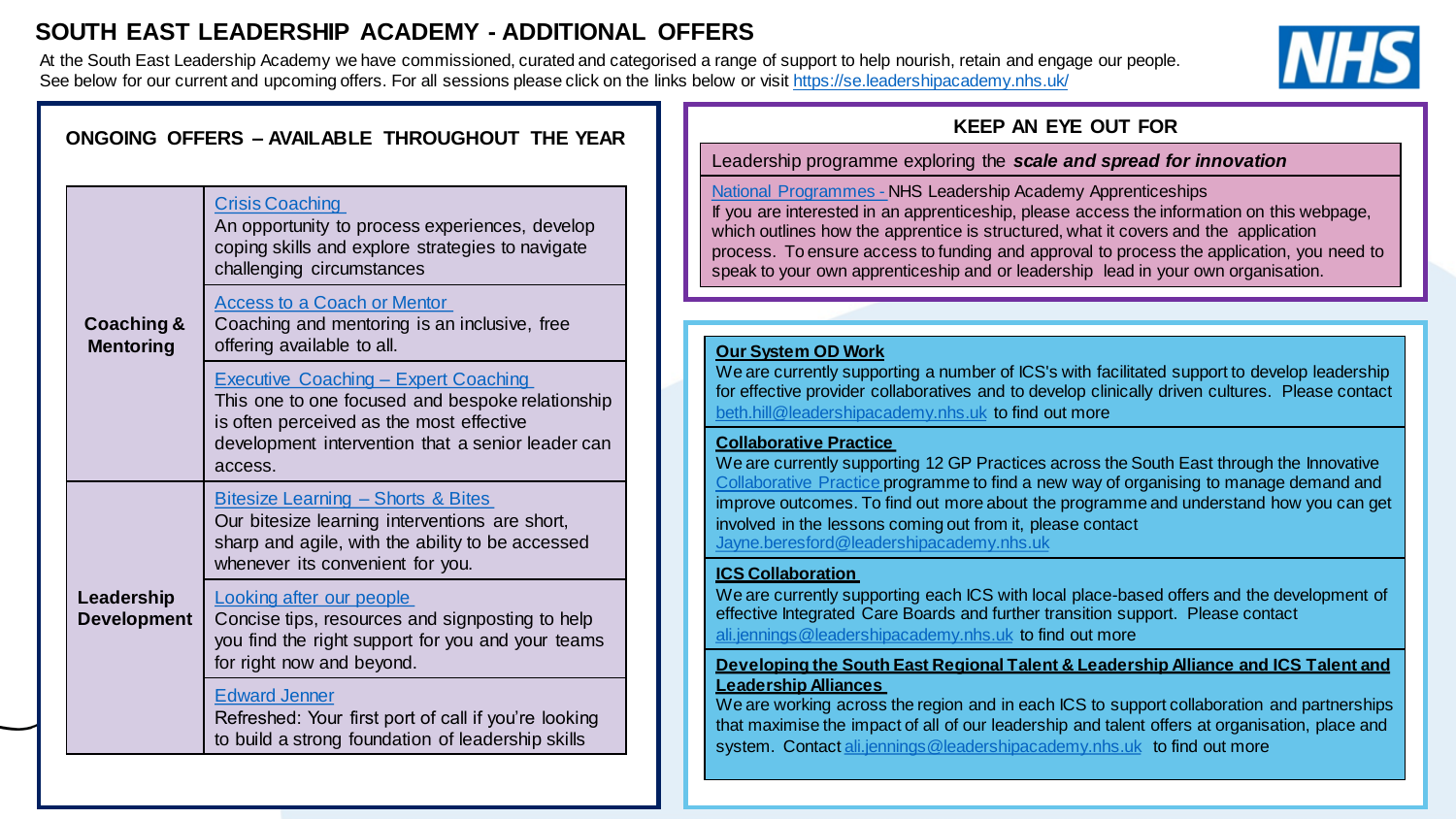# SOUTH EAST LEADERSHIP ACADEMY - ADDITIONAL OFFERS

At the South East Leadership Academy we have commissioned, curated and categorised a range of support to help nourish, retain and engage our people. See below for our current and upcoming offers. For all sessions please click on the links below or visit https://se.leadershipacademy.nhs.uk/

## ONGOING OFFERS – AVAILABLE THROUGHOUT THE YEAR

| | |
|---|---|
| **Coaching & Mentoring** | Crisis Coaching<br>An opportunity to process experiences, develop coping skills and explore strategies to navigate challenging circumstances |
| | Access to a Coach or Mentor<br>Coaching and mentoring is an inclusive, free offering available to all. |
| | Executive Coaching – Expert Coaching<br>This one to one focused and bespoke relationship is often perceived as the most effective development intervention that a senior leader can access. |
| **Leadership Development** | Bitesize Learning – Shorts & Bites<br>Our bitesize learning interventions are short, sharp and agile, with the ability to be accessed whenever its convenient for you. |
| | Looking after our people<br>Concise tips, resources and signposting to help you find the right support for you and your teams for right now and beyond. |
| | Edward Jenner<br>Refreshed: Your first port of call if you're looking to build a strong foundation of leadership skills |

## KEEP AN EYE OUT FOR

Leadership programme exploring the ***scale and spread for innovation***

National Programmes - NHS Leadership Academy Apprenticeships
If you are interested in an apprenticeship, please access the information on this webpage, which outlines how the apprentice is structured, what it covers and the application process. To ensure access to funding and approval to process the application, you need to speak to your own apprenticeship and or leadership lead in your own organisation.

**Our System OD Work**
We are currently supporting a number of ICS's with facilitated support to develop leadership for effective provider collaboratives and to develop clinically driven cultures. Please contact beth.hill@leadershipacademy.nhs.uk to find out more

**Collaborative Practice**
We are currently supporting 12 GP Practices across the South East through the Innovative Collaborative Practice programme to find a new way of organising to manage demand and improve outcomes. To find out more about the programme and understand how you can get involved in the lessons coming out from it, please contact Jayne.beresford@leadershipacademy.nhs.uk

**ICS Collaboration**
We are currently supporting each ICS with local place-based offers and the development of effective Integrated Care Boards and further transition support. Please contact ali.jennings@leadershipacademy.nhs.uk to find out more

**Developing the South East Regional Talent & Leadership Alliance and ICS Talent and Leadership Alliances**
We are working across the region and in each ICS to support collaboration and partnerships that maximise the impact of all of our leadership and talent offers at organisation, place and system. Contact ali.jennings@leadershipacademy.nhs.uk to find out more